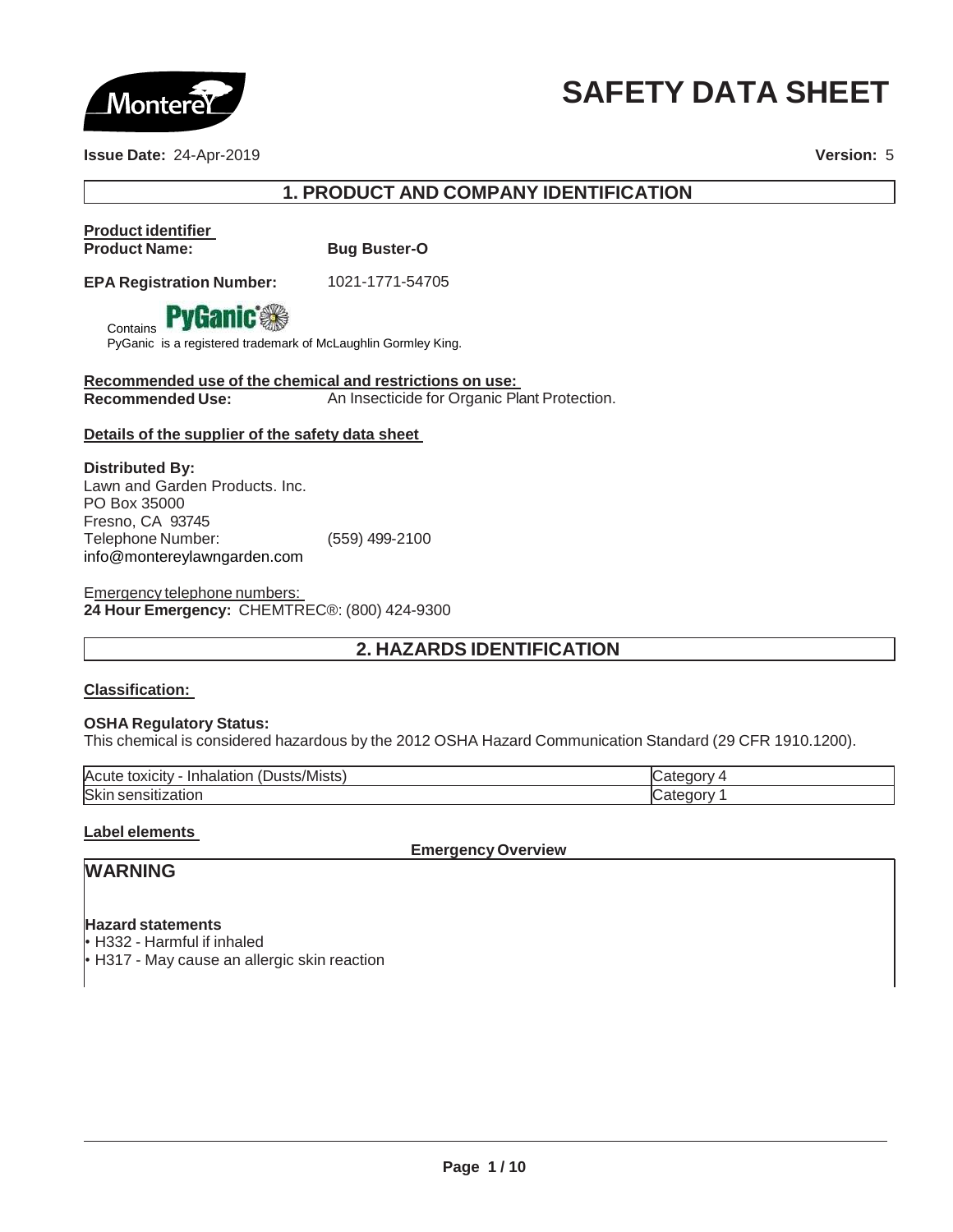# SAFETY DATA SHEET

**Issue Date:** 24-Apr-2019 **Version:** 5

## 1. PRODUCT AND COMPANY IDENTIFICATION

**Product identifier**
**Product Name:** **Bug Buster-O**

**EPA Registration Number:** 1021-1771-54705

Contains PyGanic

PyGanic is a registered trademark of McLaughlin Gormley King.

**Recommended use of the chemical and restrictions on use:**
**Recommended Use:** An Insecticide for Organic Plant Protection.

**Details of the supplier of the safety data sheet**

**Distributed By:**
Lawn and Garden Products. Inc.
PO Box 35000
Fresno, CA 93745
Telephone Number: (559) 499-2100
info@montereylawngarden.com

Emergency telephone numbers:
**24 Hour Emergency:** CHEMTREC®: (800) 424-9300

## 2. HAZARDS IDENTIFICATION

**Classification:**

**OSHA Regulatory Status:**
This chemical is considered hazardous by the 2012 OSHA Hazard Communication Standard (29 CFR 1910.1200).

| Acute toxicity - Inhalation (Dusts/Mists) | Category 4 |
|---|---|
| Skin sensitization | Category 1 |

**Label elements**

**Emergency Overview**

### WARNING

**Hazard statements**
- H332 - Harmful if inhaled
- H317 - May cause an allergic skin reaction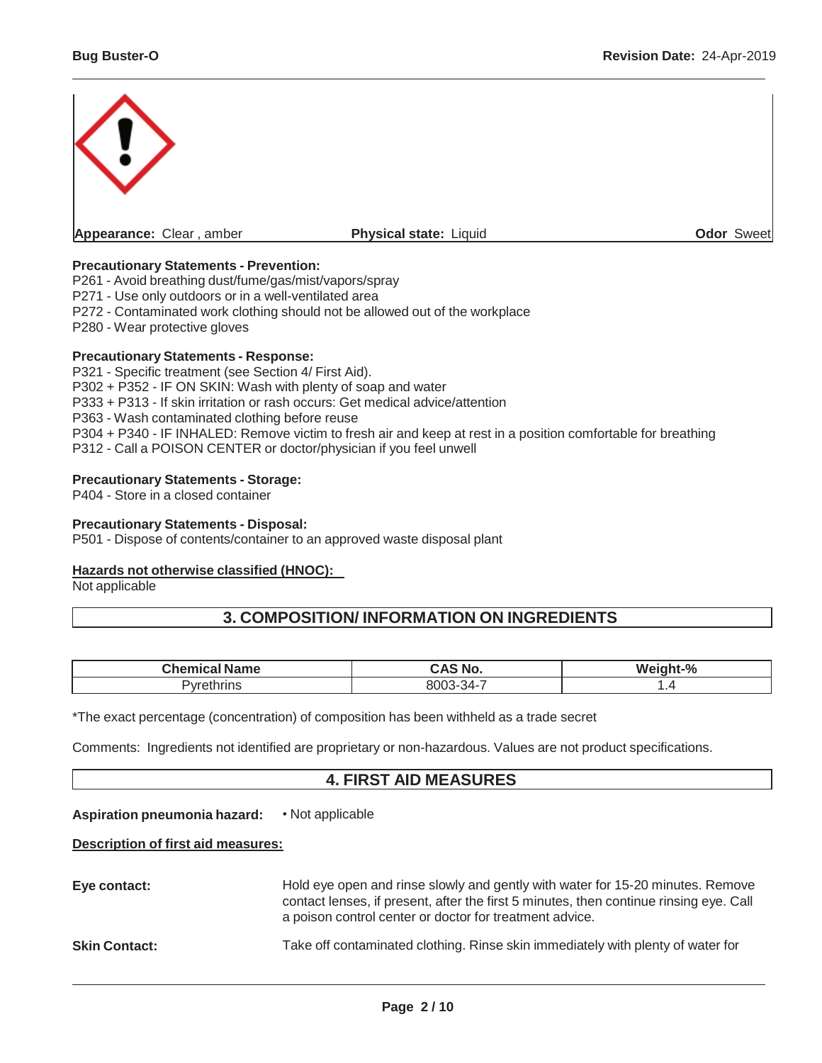**Appearance:** Clear , amber | **Physical state:** Liquid | **Odor** Sweet

**Precautionary Statements - Prevention:**
P261 - Avoid breathing dust/fume/gas/mist/vapors/spray
P271 - Use only outdoors or in a well-ventilated area
P272 - Contaminated work clothing should not be allowed out of the workplace
P280 - Wear protective gloves

**Precautionary Statements - Response:**
P321 - Specific treatment (see Section 4/ First Aid).
P302 + P352 - IF ON SKIN: Wash with plenty of soap and water
P333 + P313 - If skin irritation or rash occurs: Get medical advice/attention
P363 - Wash contaminated clothing before reuse
P304 + P340 - IF INHALED: Remove victim to fresh air and keep at rest in a position comfortable for breathing
P312 - Call a POISON CENTER or doctor/physician if you feel unwell

**Precautionary Statements - Storage:**
P404 - Store in a closed container

**Precautionary Statements - Disposal:**
P501 - Dispose of contents/container to an approved waste disposal plant

**Hazards not otherwise classified (HNOC):**
Not applicable

## 3. COMPOSITION/ INFORMATION ON INGREDIENTS

| Chemical Name | CAS No. | Weight-% |
|---|---|---|
| Pyrethrins | 8003-34-7 | 1.4 |

*The exact percentage (concentration) of composition has been withheld as a trade secret

Comments: Ingredients not identified are proprietary or non-hazardous. Values are not product specifications.

## 4. FIRST AID MEASURES

**Aspiration pneumonia hazard:** • Not applicable

**Description of first aid measures:**

**Eye contact:** Hold eye open and rinse slowly and gently with water for 15-20 minutes. Remove contact lenses, if present, after the first 5 minutes, then continue rinsing eye. Call a poison control center or doctor for treatment advice.

**Skin Contact:** Take off contaminated clothing. Rinse skin immediately with plenty of water for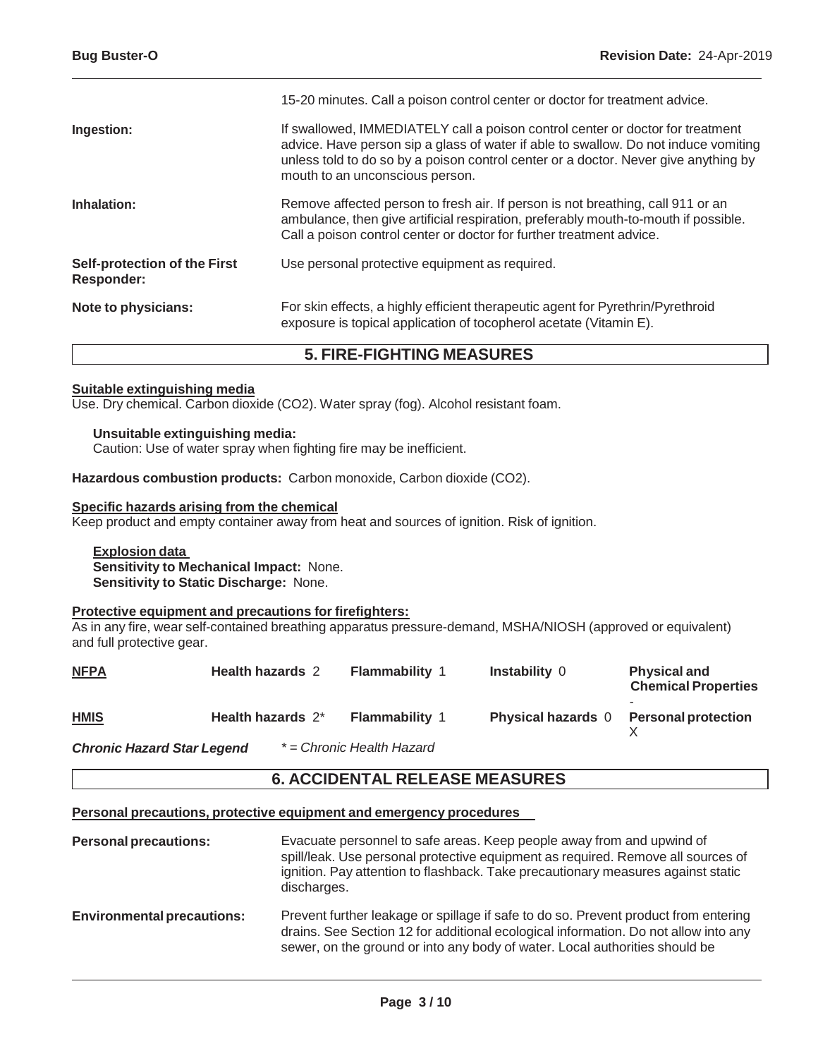15-20 minutes. Call a poison control center or doctor for treatment advice.

**Ingestion:** If swallowed, IMMEDIATELY call a poison control center or doctor for treatment advice. Have person sip a glass of water if able to swallow. Do not induce vomiting unless told to do so by a poison control center or a doctor. Never give anything by mouth to an unconscious person.

**Inhalation:** Remove affected person to fresh air. If person is not breathing, call 911 or an ambulance, then give artificial respiration, preferably mouth-to-mouth if possible. Call a poison control center or doctor for further treatment advice.

**Self-protection of the First Responder:** Use personal protective equipment as required.

**Note to physicians:** For skin effects, a highly efficient therapeutic agent for Pyrethrin/Pyrethroid exposure is topical application of tocopherol acetate (Vitamin E).

## 5. FIRE-FIGHTING MEASURES

**Suitable extinguishing media**

Use. Dry chemical. Carbon dioxide ($CO_2$). Water spray (fog). Alcohol resistant foam.

**Unsuitable extinguishing media:**
Caution: Use of water spray when fighting fire may be inefficient.

**Hazardous combustion products:** Carbon monoxide, Carbon dioxide ($CO_2$).

**Specific hazards arising from the chemical**

Keep product and empty container away from heat and sources of ignition. Risk of ignition.

**Explosion data**
**Sensitivity to Mechanical Impact:** None.
**Sensitivity to Static Discharge:** None.

**Protective equipment and precautions for firefighters:**

As in any fire, wear self-contained breathing apparatus pressure-demand, MSHA/NIOSH (approved or equivalent) and full protective gear.

| | | | | |
|---|---|---|---|---|
| **NFPA** | **Health hazards** 2 | **Flammability** 1 | **Instability** 0 | **Physical and Chemical Properties** - |
| **HMIS** | **Health hazards** 2* | **Flammability** 1 | **Physical hazards** 0 | **Personal protection** X |

***Chronic Hazard Star Legend*** *\* = Chronic Health Hazard*

## 6. ACCIDENTAL RELEASE MEASURES

**Personal precautions, protective equipment and emergency procedures**

**Personal precautions:** Evacuate personnel to safe areas. Keep people away from and upwind of spill/leak. Use personal protective equipment as required. Remove all sources of ignition. Pay attention to flashback. Take precautionary measures against static discharges.

**Environmental precautions:** Prevent further leakage or spillage if safe to do so. Prevent product from entering drains. See Section 12 for additional ecological information. Do not allow into any sewer, on the ground or into any body of water. Local authorities should be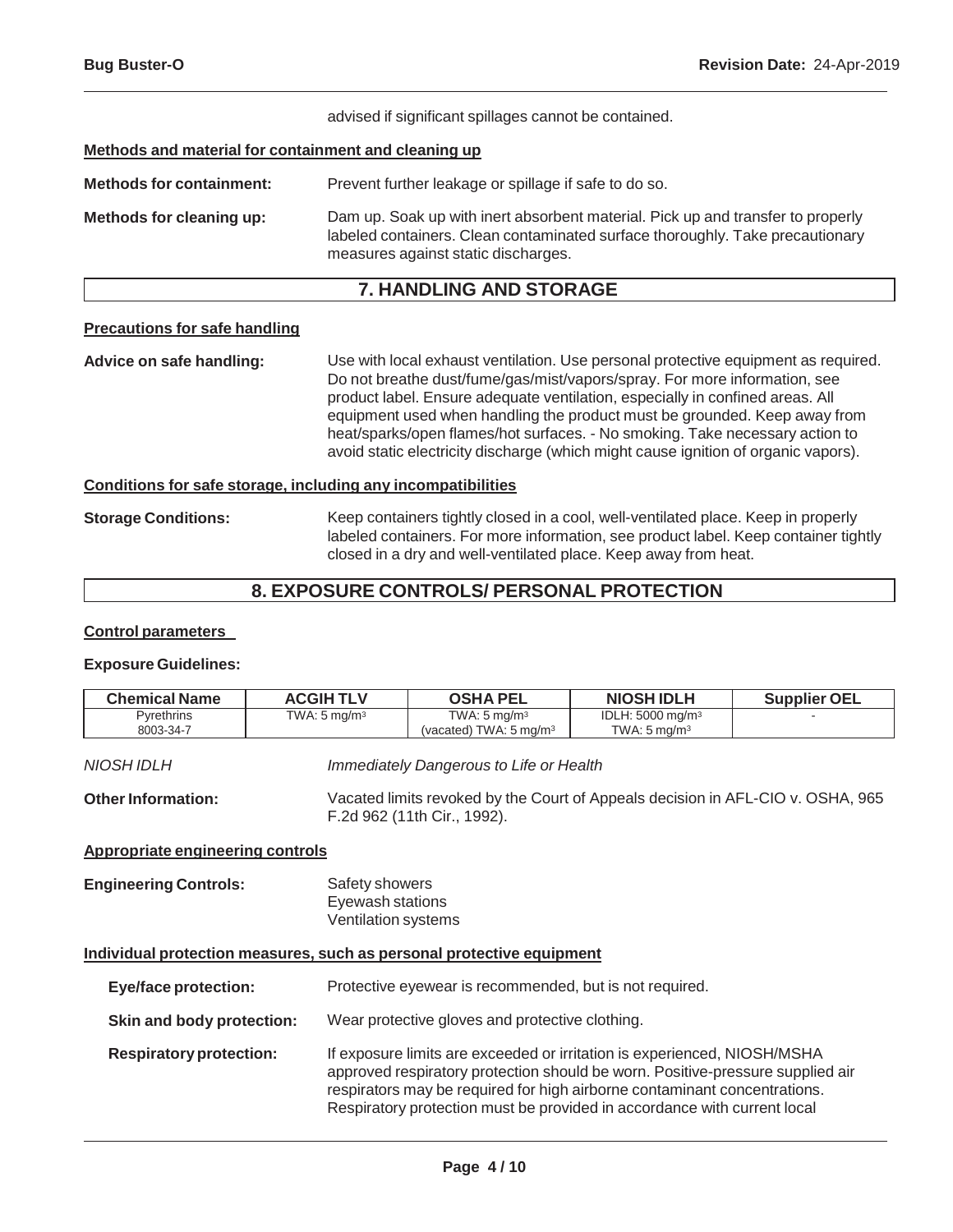advised if significant spillages cannot be contained.

**Methods and material for containment and cleaning up**

**Methods for containment:** Prevent further leakage or spillage if safe to do so.

**Methods for cleaning up:** Dam up. Soak up with inert absorbent material. Pick up and transfer to properly labeled containers. Clean contaminated surface thoroughly. Take precautionary measures against static discharges.

## 7. HANDLING AND STORAGE

**Precautions for safe handling**

**Advice on safe handling:** Use with local exhaust ventilation. Use personal protective equipment as required. Do not breathe dust/fume/gas/mist/vapors/spray. For more information, see product label. Ensure adequate ventilation, especially in confined areas. All equipment used when handling the product must be grounded. Keep away from heat/sparks/open flames/hot surfaces. - No smoking. Take necessary action to avoid static electricity discharge (which might cause ignition of organic vapors).

**Conditions for safe storage, including any incompatibilities**

**Storage Conditions:** Keep containers tightly closed in a cool, well-ventilated place. Keep in properly labeled containers. For more information, see product label. Keep container tightly closed in a dry and well-ventilated place. Keep away from heat.

## 8. EXPOSURE CONTROLS/ PERSONAL PROTECTION

**Control parameters**

**Exposure Guidelines:**

| Chemical Name | ACGIH TLV | OSHA PEL | NIOSH IDLH | Supplier OEL |
|---|---|---|---|---|
| Pyrethrins<br>8003-34-7 | TWA: 5 mg/m³ | TWA: 5 mg/m³<br>(vacated) TWA: 5 mg/m³ | IDLH: 5000 mg/m³<br>TWA: 5 mg/m³ | - |

*NIOSH IDLH* *Immediately Dangerous to Life or Health*

**Other Information:** Vacated limits revoked by the Court of Appeals decision in AFL-CIO v. OSHA, 965 F.2d 962 (11th Cir., 1992).

**Appropriate engineering controls**

**Engineering Controls:** Safety showers
Eyewash stations
Ventilation systems

**Individual protection measures, such as personal protective equipment**

**Eye/face protection:** Protective eyewear is recommended, but is not required.

**Skin and body protection:** Wear protective gloves and protective clothing.

**Respiratory protection:** If exposure limits are exceeded or irritation is experienced, NIOSH/MSHA approved respiratory protection should be worn. Positive-pressure supplied air respirators may be required for high airborne contaminant concentrations. Respiratory protection must be provided in accordance with current local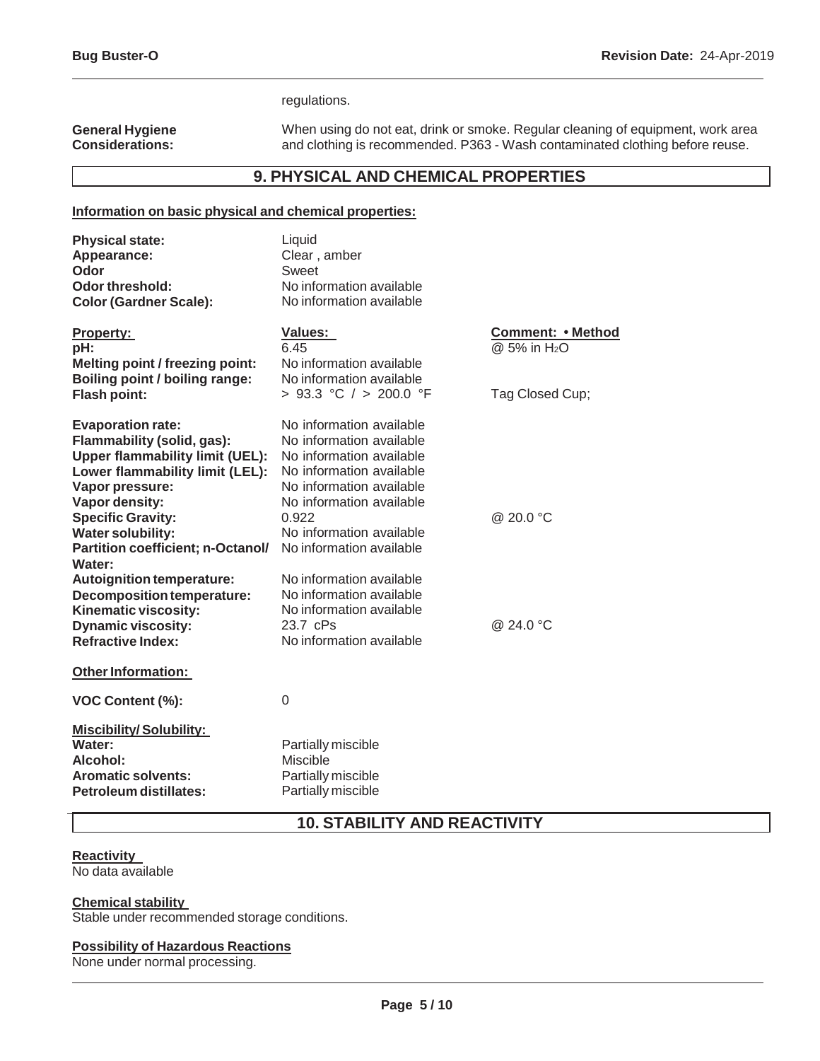regulations.

**General Hygiene Considerations:** When using do not eat, drink or smoke. Regular cleaning of equipment, work area and clothing is recommended. P363 - Wash contaminated clothing before reuse.

## 9. PHYSICAL AND CHEMICAL PROPERTIES

**Information on basic physical and chemical properties:**

| | |
|---|---|
| **Physical state:** | Liquid |
| **Appearance:** | Clear , amber |
| **Odor** | Sweet |
| **Odor threshold:** | No information available |
| **Color (Gardner Scale):** | No information available |

| **Property:** | **Values:** | **Comment: • Method** |
|---|---|---|
| **pH:** | 6.45 | @ 5% in $H_2O$ |
| **Melting point / freezing point:** | No information available | |
| **Boiling point / boiling range:** | No information available | |
| **Flash point:** | > 93.3 °C / > 200.0 °F | Tag Closed Cup; |
| **Evaporation rate:** | No information available | |
| **Flammability (solid, gas):** | No information available | |
| **Upper flammability limit (UEL):** | No information available | |
| **Lower flammability limit (LEL):** | No information available | |
| **Vapor pressure:** | No information available | |
| **Vapor density:** | No information available | |
| **Specific Gravity:** | 0.922 | @ 20.0 °C |
| **Water solubility:** | No information available | |
| **Partition coefficient; n-Octanol/ Water:** | No information available | |
| **Autoignition temperature:** | No information available | |
| **Decomposition temperature:** | No information available | |
| **Kinematic viscosity:** | No information available | |
| **Dynamic viscosity:** | 23.7 cPs | @ 24.0 °C |
| **Refractive Index:** | No information available | |

**Other Information:**

**VOC Content (%):** 0

**Miscibility/ Solubility:**

| | |
|---|---|
| **Water:** | Partially miscible |
| **Alcohol:** | Miscible |
| **Aromatic solvents:** | Partially miscible |
| **Petroleum distillates:** | Partially miscible |

## 10. STABILITY AND REACTIVITY

**Reactivity**

No data available

**Chemical stability**

Stable under recommended storage conditions.

**Possibility of Hazardous Reactions**

None under normal processing.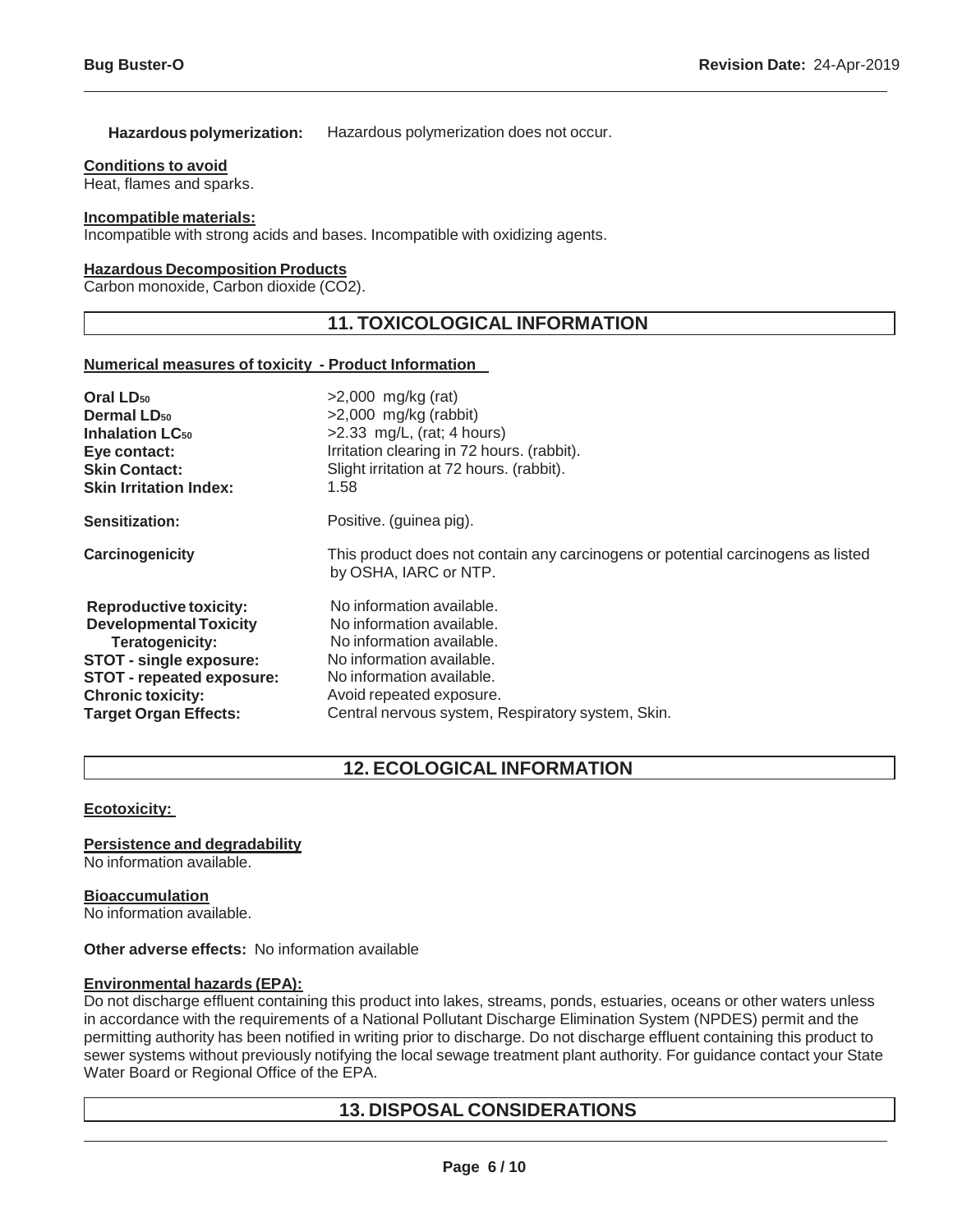**Hazardous polymerization:** Hazardous polymerization does not occur.

**Conditions to avoid**

Heat, flames and sparks.

**Incompatible materials:**

Incompatible with strong acids and bases. Incompatible with oxidizing agents.

**Hazardous Decomposition Products**

Carbon monoxide, Carbon dioxide ($CO_2$).

## 11. TOXICOLOGICAL INFORMATION

**Numerical measures of toxicity - Product Information**

| | |
|---|---|
| **Oral $LD_{50}$** | >2,000 mg/kg (rat) |
| **Dermal $LD_{50}$** | >2,000 mg/kg (rabbit) |
| **Inhalation $LC_{50}$** | >2.33 mg/L, (rat; 4 hours) |
| **Eye contact:** | Irritation clearing in 72 hours. (rabbit). |
| **Skin Contact:** | Slight irritation at 72 hours. (rabbit). |
| **Skin Irritation Index:** | 1.58 |
| **Sensitization:** | Positive. (guinea pig). |
| **Carcinogenicity** | This product does not contain any carcinogens or potential carcinogens as listed by OSHA, IARC or NTP. |
| **Reproductive toxicity:** | No information available. |
| **Developmental Toxicity** | No information available. |
| **Teratogenicity:** | No information available. |
| **STOT - single exposure:** | No information available. |
| **STOT - repeated exposure:** | No information available. |
| **Chronic toxicity:** | Avoid repeated exposure. |
| **Target Organ Effects:** | Central nervous system, Respiratory system, Skin. |

## 12. ECOLOGICAL INFORMATION

**Ecotoxicity:**

**Persistence and degradability**

No information available.

**Bioaccumulation**

No information available.

**Other adverse effects:** No information available

**Environmental hazards (EPA):**

Do not discharge effluent containing this product into lakes, streams, ponds, estuaries, oceans or other waters unless in accordance with the requirements of a National Pollutant Discharge Elimination System (NPDES) permit and the permitting authority has been notified in writing prior to discharge. Do not discharge effluent containing this product to sewer systems without previously notifying the local sewage treatment plant authority. For guidance contact your State Water Board or Regional Office of the EPA.

## 13. DISPOSAL CONSIDERATIONS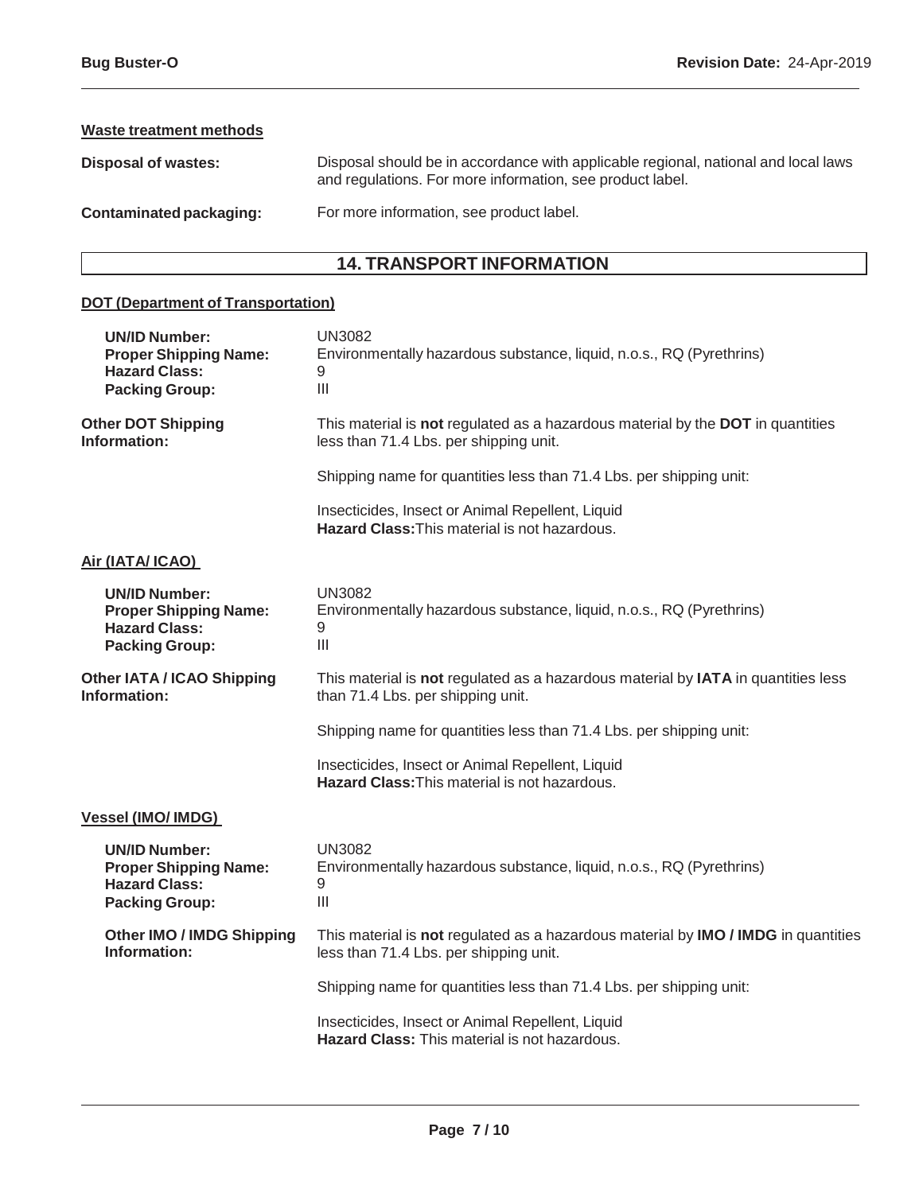### Waste treatment methods

**Disposal of wastes:** Disposal should be in accordance with applicable regional, national and local laws and regulations. For more information, see product label.

**Contaminated packaging:** For more information, see product label.

## 14. TRANSPORT INFORMATION

### DOT (Department of Transportation)

**UN/ID Number:** UN3082
**Proper Shipping Name:** Environmentally hazardous substance, liquid, n.o.s., RQ (Pyrethrins)
**Hazard Class:** 9
**Packing Group:** III

**Other DOT Shipping Information:** This material is **not** regulated as a hazardous material by the **DOT** in quantities less than 71.4 Lbs. per shipping unit.

Shipping name for quantities less than 71.4 Lbs. per shipping unit:

Insecticides, Insect or Animal Repellent, Liquid
**Hazard Class:** This material is not hazardous.

### Air (IATA/ ICAO)

**UN/ID Number:** UN3082
**Proper Shipping Name:** Environmentally hazardous substance, liquid, n.o.s., RQ (Pyrethrins)
**Hazard Class:** 9
**Packing Group:** III

**Other IATA / ICAO Shipping Information:** This material is **not** regulated as a hazardous material by **IATA** in quantities less than 71.4 Lbs. per shipping unit.

Shipping name for quantities less than 71.4 Lbs. per shipping unit:

Insecticides, Insect or Animal Repellent, Liquid
**Hazard Class:** This material is not hazardous.

### Vessel (IMO/ IMDG)

**UN/ID Number:** UN3082
**Proper Shipping Name:** Environmentally hazardous substance, liquid, n.o.s., RQ (Pyrethrins)
**Hazard Class:** 9
**Packing Group:** III

**Other IMO / IMDG Shipping Information:** This material is **not** regulated as a hazardous material by **IMO / IMDG** in quantities less than 71.4 Lbs. per shipping unit.

Shipping name for quantities less than 71.4 Lbs. per shipping unit:

Insecticides, Insect or Animal Repellent, Liquid
**Hazard Class:** This material is not hazardous.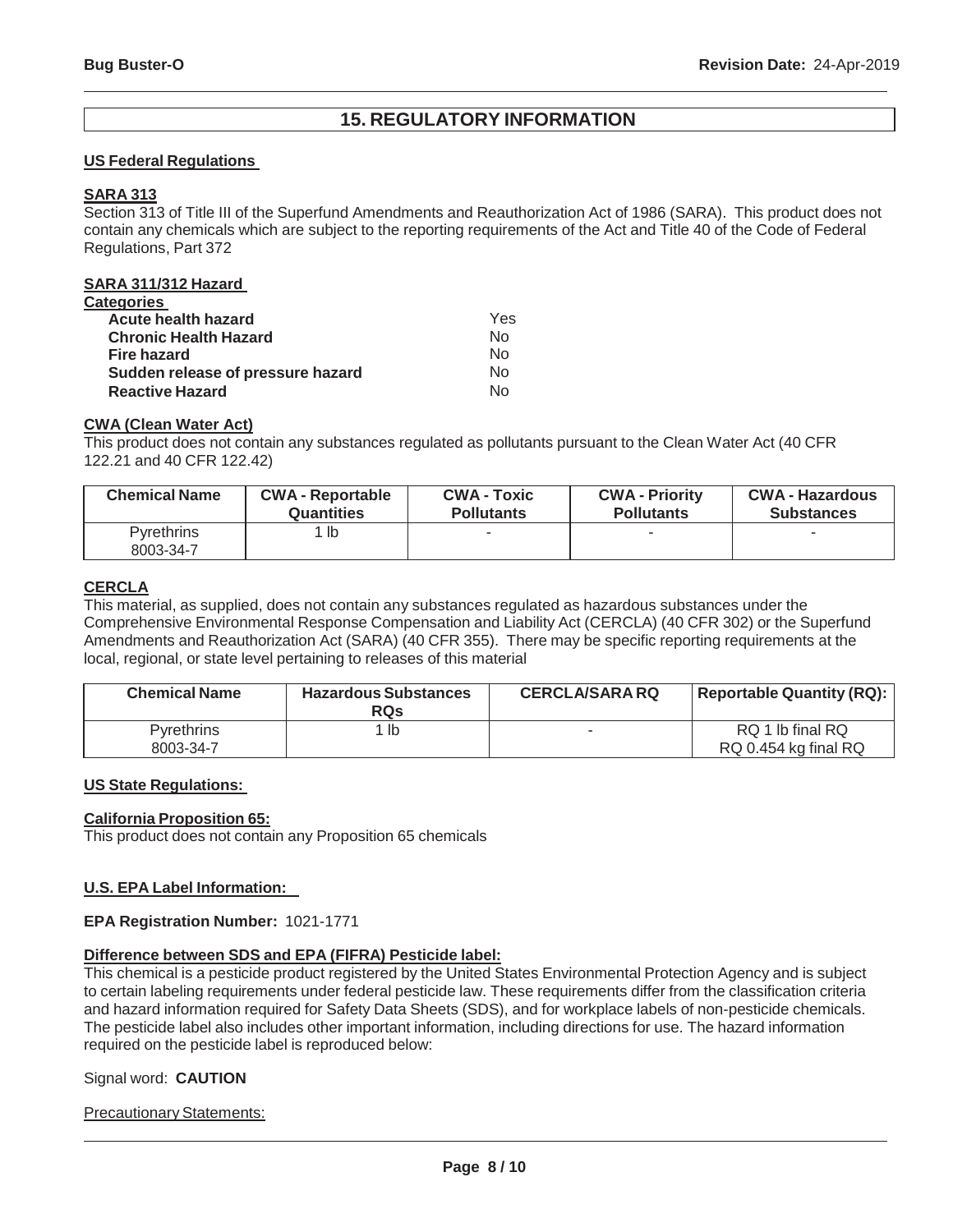## 15. REGULATORY INFORMATION

**US Federal Regulations**

**SARA 313**

Section 313 of Title III of the Superfund Amendments and Reauthorization Act of 1986 (SARA). This product does not contain any chemicals which are subject to the reporting requirements of the Act and Title 40 of the Code of Federal Regulations, Part 372

**SARA 311/312 Hazard Categories**

| | |
|---|---|
| **Acute health hazard** | Yes |
| **Chronic Health Hazard** | No |
| **Fire hazard** | No |
| **Sudden release of pressure hazard** | No |
| **Reactive Hazard** | No |

**CWA (Clean Water Act)**

This product does not contain any substances regulated as pollutants pursuant to the Clean Water Act (40 CFR 122.21 and 40 CFR 122.42)

| Chemical Name | CWA - Reportable Quantities | CWA - Toxic Pollutants | CWA - Priority Pollutants | CWA - Hazardous Substances |
|---|---|---|---|---|
| Pyrethrins 8003-34-7 | 1 lb | - | - | - |

**CERCLA**

This material, as supplied, does not contain any substances regulated as hazardous substances under the Comprehensive Environmental Response Compensation and Liability Act (CERCLA) (40 CFR 302) or the Superfund Amendments and Reauthorization Act (SARA) (40 CFR 355). There may be specific reporting requirements at the local, regional, or state level pertaining to releases of this material

| Chemical Name | Hazardous Substances RQs | CERCLA/SARA RQ | Reportable Quantity (RQ): |
|---|---|---|---|
| Pyrethrins 8003-34-7 | 1 lb | - | RQ 1 lb final RQ RQ 0.454 kg final RQ |

**US State Regulations:**

**California Proposition 65:**

This product does not contain any Proposition 65 chemicals

**U.S. EPA Label Information:**

**EPA Registration Number:** 1021-1771

**Difference between SDS and EPA (FIFRA) Pesticide label:**

This chemical is a pesticide product registered by the United States Environmental Protection Agency and is subject to certain labeling requirements under federal pesticide law. These requirements differ from the classification criteria and hazard information required for Safety Data Sheets (SDS), and for workplace labels of non-pesticide chemicals. The pesticide label also includes other important information, including directions for use. The hazard information required on the pesticide label is reproduced below:

Signal word: **CAUTION**

Precautionary Statements: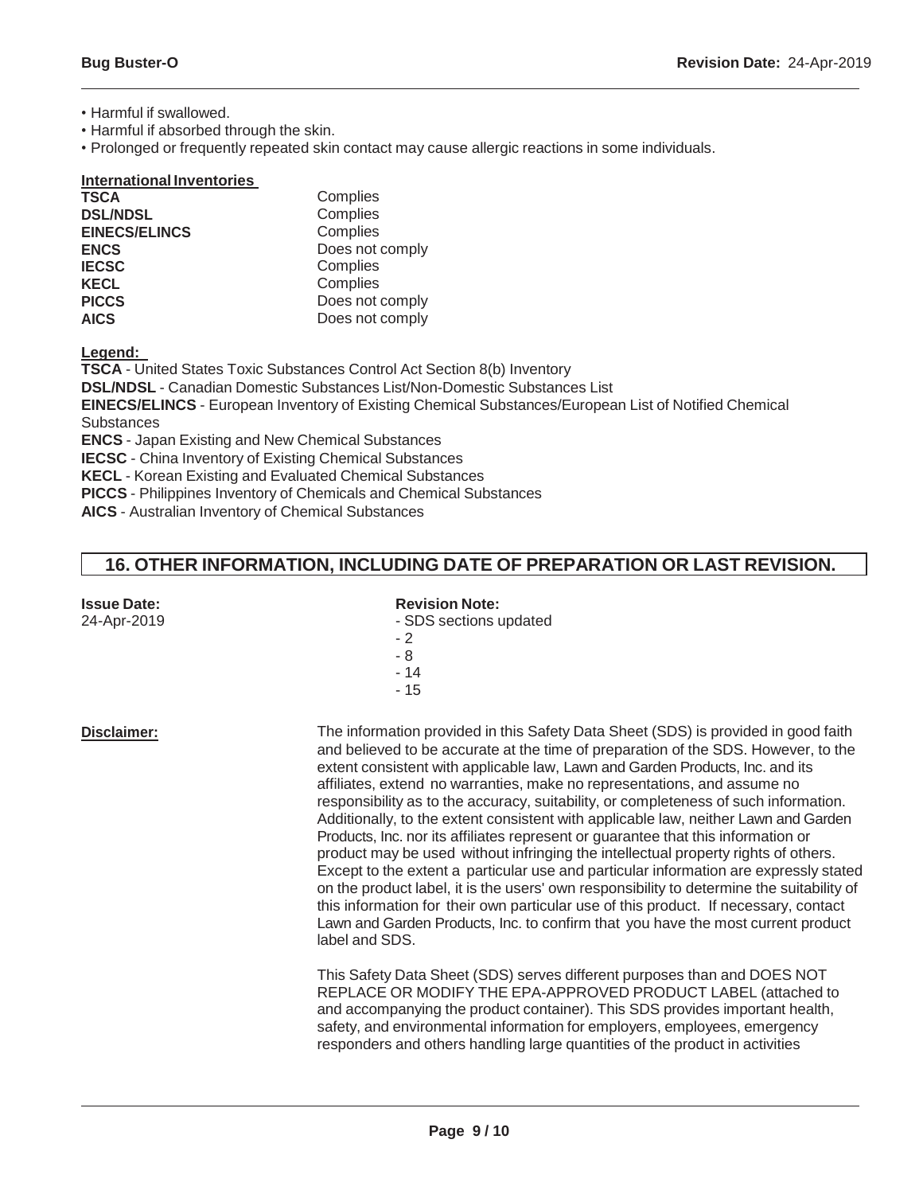- Harmful if swallowed.
- Harmful if absorbed through the skin.
- Prolonged or frequently repeated skin contact may cause allergic reactions in some individuals.

**International Inventories**

| | |
|---|---|
| **TSCA** | Complies |
| **DSL/NDSL** | Complies |
| **EINECS/ELINCS** | Complies |
| **ENCS** | Does not comply |
| **IECSC** | Complies |
| **KECL** | Complies |
| **PICCS** | Does not comply |
| **AICS** | Does not comply |

**Legend:**

**TSCA** - United States Toxic Substances Control Act Section 8(b) Inventory
**DSL/NDSL** - Canadian Domestic Substances List/Non-Domestic Substances List
**EINECS/ELINCS** - European Inventory of Existing Chemical Substances/European List of Notified Chemical Substances
**ENCS** - Japan Existing and New Chemical Substances
**IECSC** - China Inventory of Existing Chemical Substances
**KECL** - Korean Existing and Evaluated Chemical Substances
**PICCS** - Philippines Inventory of Chemicals and Chemical Substances
**AICS** - Australian Inventory of Chemical Substances

## 16. OTHER INFORMATION, INCLUDING DATE OF PREPARATION OR LAST REVISION.

**Issue Date:**
24-Apr-2019

**Revision Note:**
- SDS sections updated
- 2
- 8
- 14
- 15

**Disclaimer:**

The information provided in this Safety Data Sheet (SDS) is provided in good faith and believed to be accurate at the time of preparation of the SDS. However, to the extent consistent with applicable law, Lawn and Garden Products, Inc. and its affiliates, extend no warranties, make no representations, and assume no responsibility as to the accuracy, suitability, or completeness of such information. Additionally, to the extent consistent with applicable law, neither Lawn and Garden Products, Inc. nor its affiliates represent or guarantee that this information or product may be used without infringing the intellectual property rights of others. Except to the extent a particular use and particular information are expressly stated on the product label, it is the users' own responsibility to determine the suitability of this information for their own particular use of this product. If necessary, contact Lawn and Garden Products, Inc. to confirm that you have the most current product label and SDS.

This Safety Data Sheet (SDS) serves different purposes than and DOES NOT REPLACE OR MODIFY THE EPA-APPROVED PRODUCT LABEL (attached to and accompanying the product container). This SDS provides important health, safety, and environmental information for employers, employees, emergency responders and others handling large quantities of the product in activities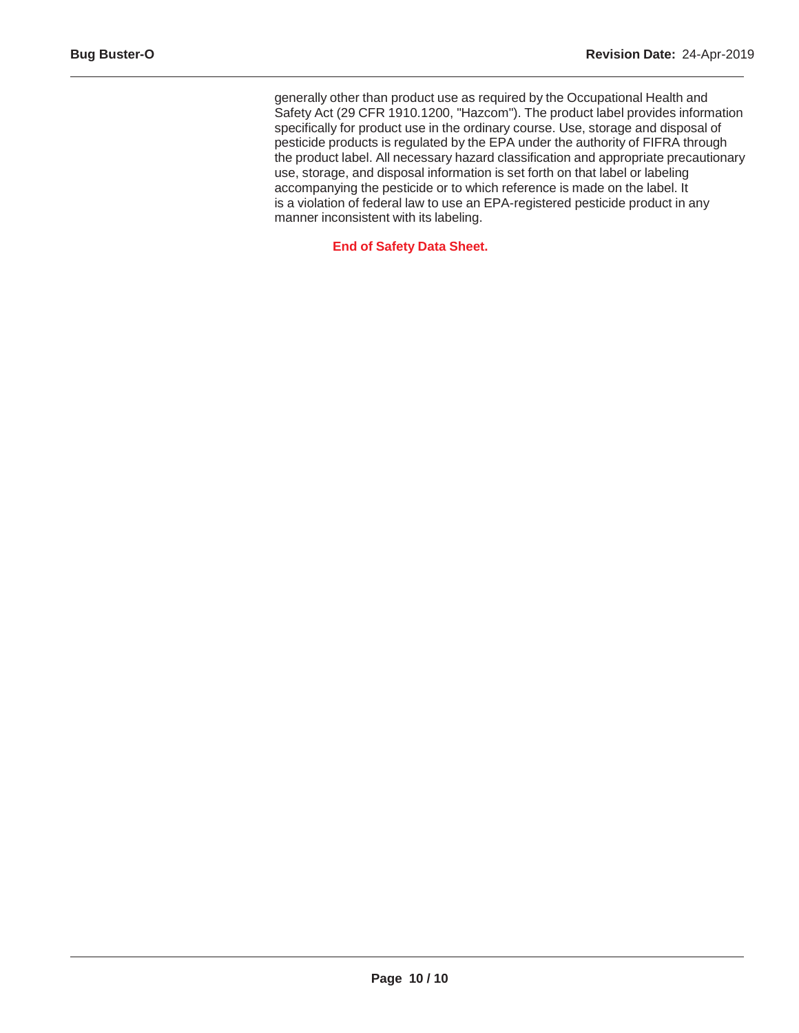generally other than product use as required by the Occupational Health and Safety Act (29 CFR 1910.1200, "Hazcom"). The product label provides information specifically for product use in the ordinary course. Use, storage and disposal of pesticide products is regulated by the EPA under the authority of FIFRA through the product label. All necessary hazard classification and appropriate precautionary use, storage, and disposal information is set forth on that label or labeling accompanying the pesticide or to which reference is made on the label. It is a violation of federal law to use an EPA-registered pesticide product in any manner inconsistent with its labeling.

**End of Safety Data Sheet.**